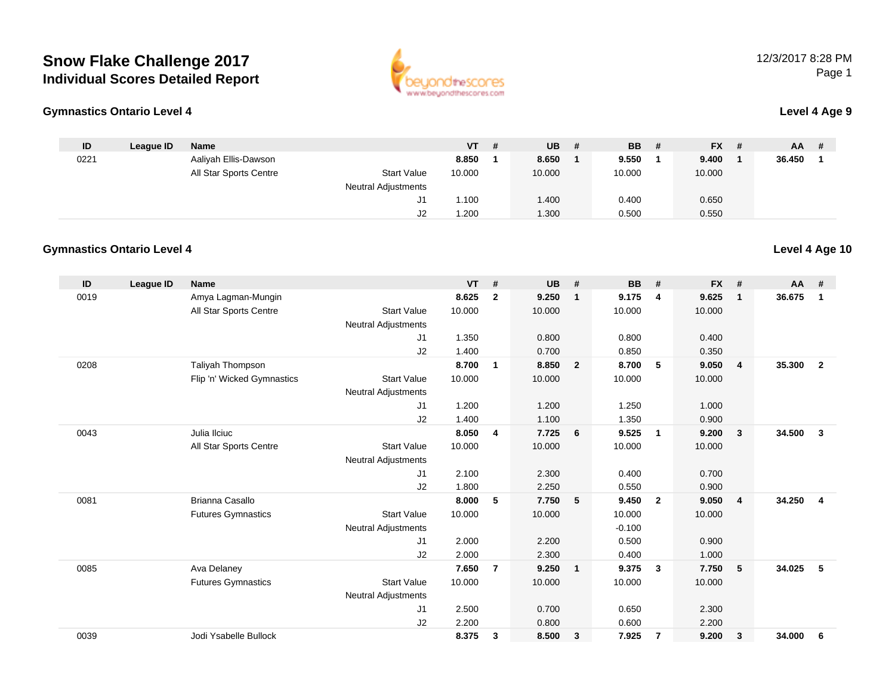# Snow Flake Challenge 2017
## Individual Scores Detailed Report

12/3/2017 8:28 PM

### Gymnastics Ontario Level 4

**Level 4 Age 9**

| ID | League ID | Name | | VT | # | UB | # | BB | # | FX | # | AA | # |
|---|---|---|---|---|---|---|---|---|---|---|---|---|---|
| 0221 | | Aaliyah Ellis-Dawson | | **8.850** | **1** | **8.650** | **1** | **9.550** | **1** | **9.400** | **1** | **36.450** | **1** |
| | | All Star Sports Centre | Start Value | 10.000 | | 10.000 | | 10.000 | | 10.000 | | | |
| | | | Neutral Adjustments | | | | | | | | | | |
| | | | J1 | 1.100 | | 1.400 | | 0.400 | | 0.650 | | | |
| | | | J2 | 1.200 | | 1.300 | | 0.500 | | 0.550 | | | |

### Gymnastics Ontario Level 4

**Level 4 Age 10**

| ID | League ID | Name | | VT | # | UB | # | BB | # | FX | # | AA | # |
|---|---|---|---|---|---|---|---|---|---|---|---|---|---|
| 0019 | | Amya Lagman-Mungin | | **8.625** | **2** | **9.250** | **1** | **9.175** | **4** | **9.625** | **1** | **36.675** | **1** |
| | | All Star Sports Centre | Start Value | 10.000 | | 10.000 | | 10.000 | | 10.000 | | | |
| | | | Neutral Adjustments | | | | | | | | | | |
| | | | J1 | 1.350 | | 0.800 | | 0.800 | | 0.400 | | | |
| | | | J2 | 1.400 | | 0.700 | | 0.850 | | 0.350 | | | |
| 0208 | | Taliyah Thompson | | **8.700** | **1** | **8.850** | **2** | **8.700** | **5** | **9.050** | **4** | **35.300** | **2** |
| | | Flip 'n' Wicked Gymnastics | Start Value | 10.000 | | 10.000 | | 10.000 | | 10.000 | | | |
| | | | Neutral Adjustments | | | | | | | | | | |
| | | | J1 | 1.200 | | 1.200 | | 1.250 | | 1.000 | | | |
| | | | J2 | 1.400 | | 1.100 | | 1.350 | | 0.900 | | | |
| 0043 | | Julia Ilciuc | | **8.050** | **4** | **7.725** | **6** | **9.525** | **1** | **9.200** | **3** | **34.500** | **3** |
| | | All Star Sports Centre | Start Value | 10.000 | | 10.000 | | 10.000 | | 10.000 | | | |
| | | | Neutral Adjustments | | | | | | | | | | |
| | | | J1 | 2.100 | | 2.300 | | 0.400 | | 0.700 | | | |
| | | | J2 | 1.800 | | 2.250 | | 0.550 | | 0.900 | | | |
| 0081 | | Brianna Casallo | | **8.000** | **5** | **7.750** | **5** | **9.450** | **2** | **9.050** | **4** | **34.250** | **4** |
| | | Futures Gymnastics | Start Value | 10.000 | | 10.000 | | 10.000 | | 10.000 | | | |
| | | | Neutral Adjustments | | | | | -0.100 | | | | | |
| | | | J1 | 2.000 | | 2.200 | | 0.500 | | 0.900 | | | |
| | | | J2 | 2.000 | | 2.300 | | 0.400 | | 1.000 | | | |
| 0085 | | Ava Delaney | | **7.650** | **7** | **9.250** | **1** | **9.375** | **3** | **7.750** | **5** | **34.025** | **5** |
| | | Futures Gymnastics | Start Value | 10.000 | | 10.000 | | 10.000 | | 10.000 | | | |
| | | | Neutral Adjustments | | | | | | | | | | |
| | | | J1 | 2.500 | | 0.700 | | 0.650 | | 2.300 | | | |
| | | | J2 | 2.200 | | 0.800 | | 0.600 | | 2.200 | | | |
| 0039 | | Jodi Ysabelle Bullock | | **8.375** | **3** | **8.500** | **3** | **7.925** | **7** | **9.200** | **3** | **34.000** | **6** |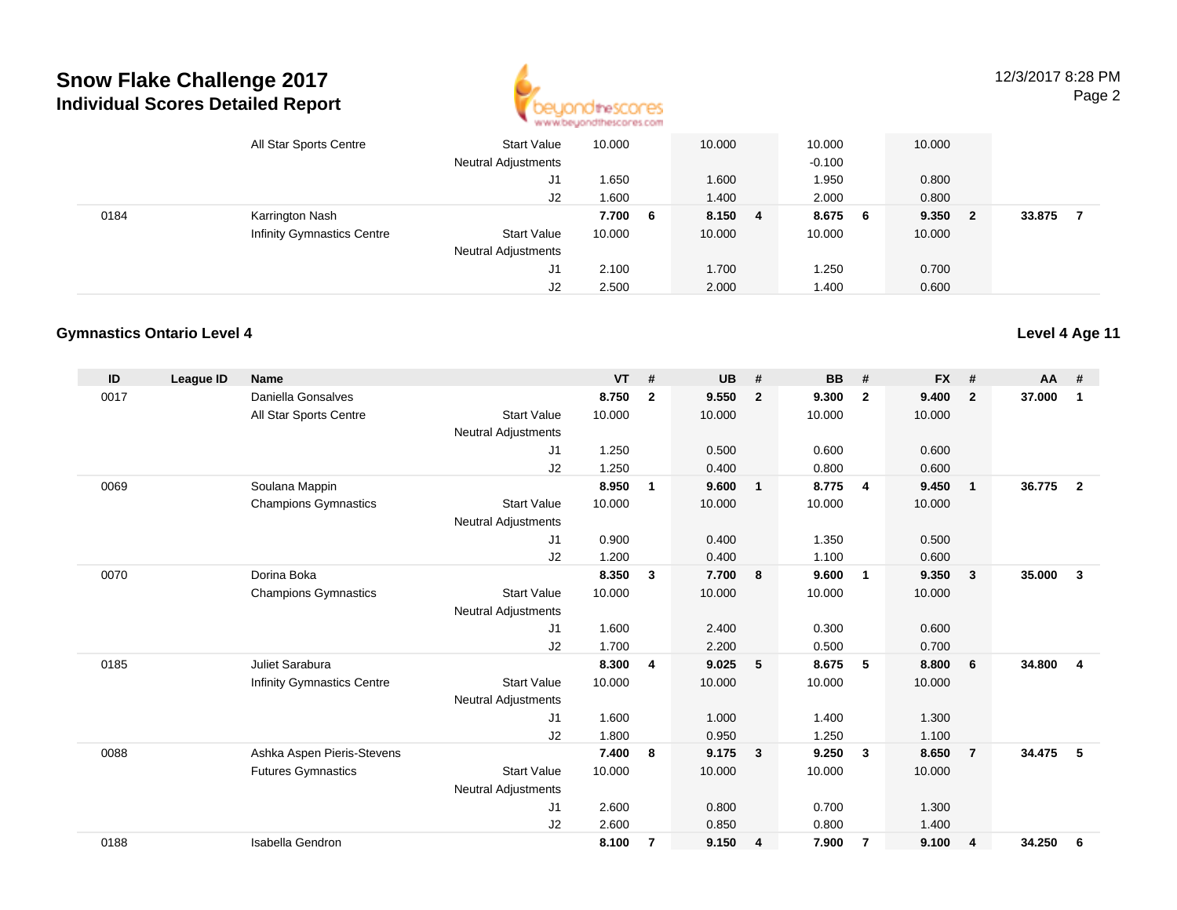# Snow Flake Challenge 2017
## Individual Scores Detailed Report

| ID | League ID | Name | | VT | # | UB | # | BB | # | FX | # | AA | # |
|---|---|---|---|---|---|---|---|---|---|---|---|---|---|
| | | All Star Sports Centre | Start Value | 10.000 | | 10.000 | | 10.000 | | 10.000 | | | |
| | | | Neutral Adjustments | | | | | -0.100 | | | | | |
| | | | J1 | 1.650 | | 1.600 | | 1.950 | | 0.800 | | | |
| | | | J2 | 1.600 | | 1.400 | | 2.000 | | 0.800 | | | |
| 0184 | | Karrington Nash | | **7.700** | **6** | **8.150** | **4** | **8.675** | **6** | **9.350** | **2** | **33.875** | **7** |
| | | Infinity Gymnastics Centre | Start Value | 10.000 | | 10.000 | | 10.000 | | 10.000 | | | |
| | | | Neutral Adjustments | | | | | | | | | | |
| | | | J1 | 2.100 | | 1.700 | | 1.250 | | 0.700 | | | |
| | | | J2 | 2.500 | | 2.000 | | 1.400 | | 0.600 | | | |

### Gymnastics Ontario Level 4

**Level 4 Age 11**

| ID | League ID | Name | | VT | # | UB | # | BB | # | FX | # | AA | # |
|---|---|---|---|---|---|---|---|---|---|---|---|---|---|
| 0017 | | Daniella Gonsalves | | **8.750** | **2** | **9.550** | **2** | **9.300** | **2** | **9.400** | **2** | **37.000** | **1** |
| | | All Star Sports Centre | Start Value | 10.000 | | 10.000 | | 10.000 | | 10.000 | | | |
| | | | Neutral Adjustments | | | | | | | | | | |
| | | | J1 | 1.250 | | 0.500 | | 0.600 | | 0.600 | | | |
| | | | J2 | 1.250 | | 0.400 | | 0.800 | | 0.600 | | | |
| 0069 | | Soulana Mappin | | **8.950** | **1** | **9.600** | **1** | **8.775** | **4** | **9.450** | **1** | **36.775** | **2** |
| | | Champions Gymnastics | Start Value | 10.000 | | 10.000 | | 10.000 | | 10.000 | | | |
| | | | Neutral Adjustments | | | | | | | | | | |
| | | | J1 | 0.900 | | 0.400 | | 1.350 | | 0.500 | | | |
| | | | J2 | 1.200 | | 0.400 | | 1.100 | | 0.600 | | | |
| 0070 | | Dorina Boka | | **8.350** | **3** | **7.700** | **8** | **9.600** | **1** | **9.350** | **3** | **35.000** | **3** |
| | | Champions Gymnastics | Start Value | 10.000 | | 10.000 | | 10.000 | | 10.000 | | | |
| | | | Neutral Adjustments | | | | | | | | | | |
| | | | J1 | 1.600 | | 2.400 | | 0.300 | | 0.600 | | | |
| | | | J2 | 1.700 | | 2.200 | | 0.500 | | 0.700 | | | |
| 0185 | | Juliet Sarabura | | **8.300** | **4** | **9.025** | **5** | **8.675** | **5** | **8.800** | **6** | **34.800** | **4** |
| | | Infinity Gymnastics Centre | Start Value | 10.000 | | 10.000 | | 10.000 | | 10.000 | | | |
| | | | Neutral Adjustments | | | | | | | | | | |
| | | | J1 | 1.600 | | 1.000 | | 1.400 | | 1.300 | | | |
| | | | J2 | 1.800 | | 0.950 | | 1.250 | | 1.100 | | | |
| 0088 | | Ashka Aspen Pieris-Stevens | | **7.400** | **8** | **9.175** | **3** | **9.250** | **3** | **8.650** | **7** | **34.475** | **5** |
| | | Futures Gymnastics | Start Value | 10.000 | | 10.000 | | 10.000 | | 10.000 | | | |
| | | | Neutral Adjustments | | | | | | | | | | |
| | | | J1 | 2.600 | | 0.800 | | 0.700 | | 1.300 | | | |
| | | | J2 | 2.600 | | 0.850 | | 0.800 | | 1.400 | | | |
| 0188 | | Isabella Gendron | | **8.100** | **7** | **9.150** | **4** | **7.900** | **7** | **9.100** | **4** | **34.250** | **6** |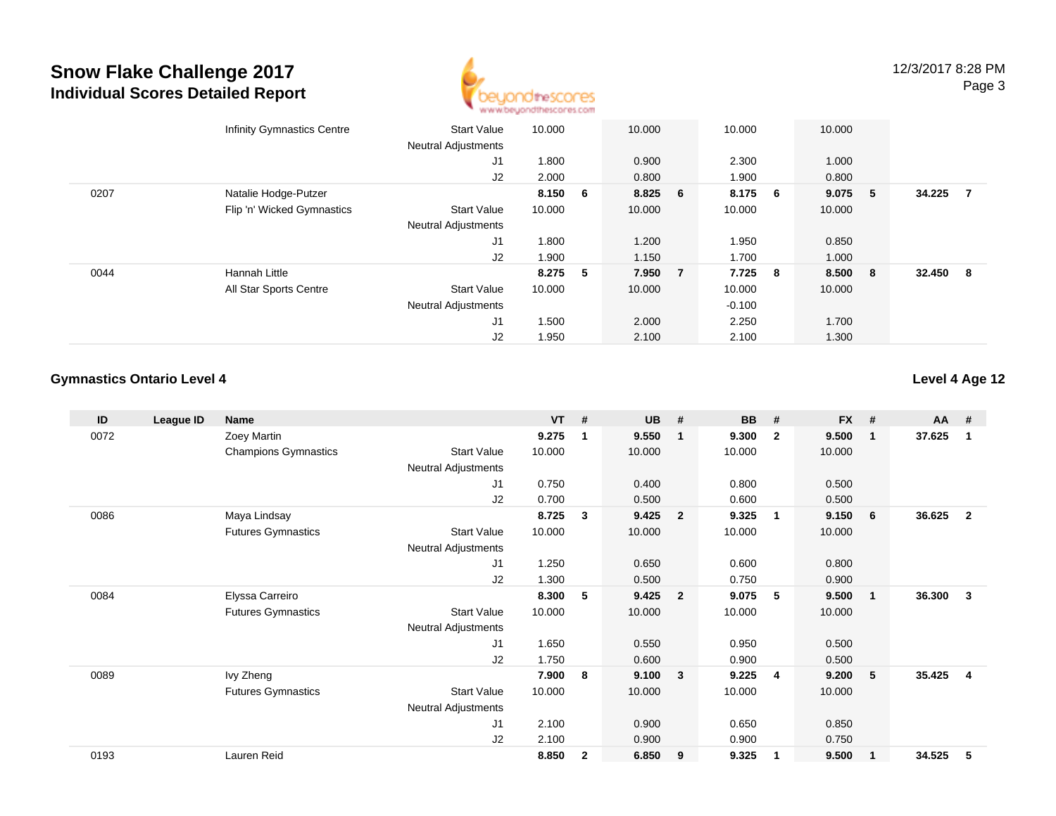| ID | League ID | Name | | VT | # | UB | # | BB | # | FX | # | AA | # |
|---|---|---|---|---|---|---|---|---|---|---|---|---|---|
| | | Infinity Gymnastics Centre | Start Value | 10.000 | | 10.000 | | 10.000 | | 10.000 | | | |
| | | | Neutral Adjustments | | | | | | | | | | |
| | | | J1 | 1.800 | | 0.900 | | 2.300 | | 1.000 | | | |
| | | | J2 | 2.000 | | 0.800 | | 1.900 | | 0.800 | | | |
| 0207 | | Natalie Hodge-Putzer | | **8.150** | **6** | **8.825** | **6** | **8.175** | **6** | **9.075** | **5** | **34.225** | **7** |
| | | Flip 'n' Wicked Gymnastics | Start Value | 10.000 | | 10.000 | | 10.000 | | 10.000 | | | |
| | | | Neutral Adjustments | | | | | | | | | | |
| | | | J1 | 1.800 | | 1.200 | | 1.950 | | 0.850 | | | |
| | | | J2 | 1.900 | | 1.150 | | 1.700 | | 1.000 | | | |
| 0044 | | Hannah Little | | **8.275** | **5** | **7.950** | **7** | **7.725** | **8** | **8.500** | **8** | **32.450** | **8** |
| | | All Star Sports Centre | Start Value | 10.000 | | 10.000 | | 10.000 | | 10.000 | | | |
| | | | Neutral Adjustments | | | | | -0.100 | | | | | |
| | | | J1 | 1.500 | | 2.000 | | 2.250 | | 1.700 | | | |
| | | | J2 | 1.950 | | 2.100 | | 2.100 | | 1.300 | | | |

## Gymnastics Ontario Level 4

**Level 4 Age 12**

| ID | League ID | Name | | VT | # | UB | # | BB | # | FX | # | AA | # |
|---|---|---|---|---|---|---|---|---|---|---|---|---|---|
| 0072 | | Zoey Martin | | **9.275** | **1** | **9.550** | **1** | **9.300** | **2** | **9.500** | **1** | **37.625** | **1** |
| | | Champions Gymnastics | Start Value | 10.000 | | 10.000 | | 10.000 | | 10.000 | | | |
| | | | Neutral Adjustments | | | | | | | | | | |
| | | | J1 | 0.750 | | 0.400 | | 0.800 | | 0.500 | | | |
| | | | J2 | 0.700 | | 0.500 | | 0.600 | | 0.500 | | | |
| 0086 | | Maya Lindsay | | **8.725** | **3** | **9.425** | **2** | **9.325** | **1** | **9.150** | **6** | **36.625** | **2** |
| | | Futures Gymnastics | Start Value | 10.000 | | 10.000 | | 10.000 | | 10.000 | | | |
| | | | Neutral Adjustments | | | | | | | | | | |
| | | | J1 | 1.250 | | 0.650 | | 0.600 | | 0.800 | | | |
| | | | J2 | 1.300 | | 0.500 | | 0.750 | | 0.900 | | | |
| 0084 | | Elyssa Carreiro | | **8.300** | **5** | **9.425** | **2** | **9.075** | **5** | **9.500** | **1** | **36.300** | **3** |
| | | Futures Gymnastics | Start Value | 10.000 | | 10.000 | | 10.000 | | 10.000 | | | |
| | | | Neutral Adjustments | | | | | | | | | | |
| | | | J1 | 1.650 | | 0.550 | | 0.950 | | 0.500 | | | |
| | | | J2 | 1.750 | | 0.600 | | 0.900 | | 0.500 | | | |
| 0089 | | Ivy Zheng | | **7.900** | **8** | **9.100** | **3** | **9.225** | **4** | **9.200** | **5** | **35.425** | **4** |
| | | Futures Gymnastics | Start Value | 10.000 | | 10.000 | | 10.000 | | 10.000 | | | |
| | | | Neutral Adjustments | | | | | | | | | | |
| | | | J1 | 2.100 | | 0.900 | | 0.650 | | 0.850 | | | |
| | | | J2 | 2.100 | | 0.900 | | 0.900 | | 0.750 | | | |
| 0193 | | Lauren Reid | | **8.850** | **2** | **6.850** | **9** | **9.325** | **1** | **9.500** | **1** | **34.525** | **5** |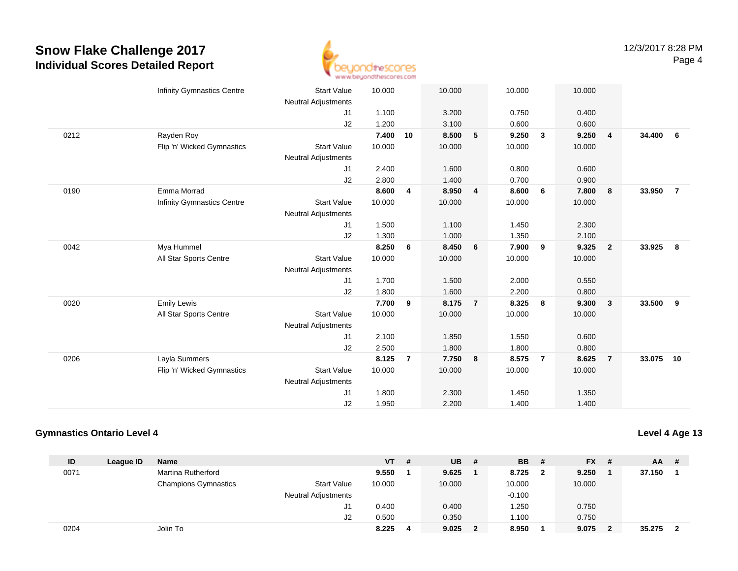# Snow Flake Challenge 2017
## Individual Scores Detailed Report

| ID | League ID | Name | | VT | # | UB | # | BB | # | FX | # | AA | # |
|---|---|---|---|---|---|---|---|---|---|---|---|---|---|
| | | Infinity Gymnastics Centre | Start Value | 10.000 | | 10.000 | | 10.000 | | 10.000 | | | |
| | | | Neutral Adjustments | | | | | | | | | | |
| | | | J1 | 1.100 | | 3.200 | | 0.750 | | 0.400 | | | |
| | | | J2 | 1.200 | | 3.100 | | 0.600 | | 0.600 | | | |
| 0212 | | Rayden Roy | | **7.400** | **10** | **8.500** | **5** | **9.250** | **3** | **9.250** | **4** | **34.400** | **6** |
| | | Flip 'n' Wicked Gymnastics | Start Value | 10.000 | | 10.000 | | 10.000 | | 10.000 | | | |
| | | | Neutral Adjustments | | | | | | | | | | |
| | | | J1 | 2.400 | | 1.600 | | 0.800 | | 0.600 | | | |
| | | | J2 | 2.800 | | 1.400 | | 0.700 | | 0.900 | | | |
| 0190 | | Emma Morrad | | **8.600** | **4** | **8.950** | **4** | **8.600** | **6** | **7.800** | **8** | **33.950** | **7** |
| | | Infinity Gymnastics Centre | Start Value | 10.000 | | 10.000 | | 10.000 | | 10.000 | | | |
| | | | Neutral Adjustments | | | | | | | | | | |
| | | | J1 | 1.500 | | 1.100 | | 1.450 | | 2.300 | | | |
| | | | J2 | 1.300 | | 1.000 | | 1.350 | | 2.100 | | | |
| 0042 | | Mya Hummel | | **8.250** | **6** | **8.450** | **6** | **7.900** | **9** | **9.325** | **2** | **33.925** | **8** |
| | | All Star Sports Centre | Start Value | 10.000 | | 10.000 | | 10.000 | | 10.000 | | | |
| | | | Neutral Adjustments | | | | | | | | | | |
| | | | J1 | 1.700 | | 1.500 | | 2.000 | | 0.550 | | | |
| | | | J2 | 1.800 | | 1.600 | | 2.200 | | 0.800 | | | |
| 0020 | | Emily Lewis | | **7.700** | **9** | **8.175** | **7** | **8.325** | **8** | **9.300** | **3** | **33.500** | **9** |
| | | All Star Sports Centre | Start Value | 10.000 | | 10.000 | | 10.000 | | 10.000 | | | |
| | | | Neutral Adjustments | | | | | | | | | | |
| | | | J1 | 2.100 | | 1.850 | | 1.550 | | 0.600 | | | |
| | | | J2 | 2.500 | | 1.800 | | 1.800 | | 0.800 | | | |
| 0206 | | Layla Summers | | **8.125** | **7** | **7.750** | **8** | **8.575** | **7** | **8.625** | **7** | **33.075** | **10** |
| | | Flip 'n' Wicked Gymnastics | Start Value | 10.000 | | 10.000 | | 10.000 | | 10.000 | | | |
| | | | Neutral Adjustments | | | | | | | | | | |
| | | | J1 | 1.800 | | 2.300 | | 1.450 | | 1.350 | | | |
| | | | J2 | 1.950 | | 2.200 | | 1.400 | | 1.400 | | | |

### Gymnastics Ontario Level 4

**Level 4 Age 13**

| ID | League ID | Name | | VT | # | UB | # | BB | # | FX | # | AA | # |
|---|---|---|---|---|---|---|---|---|---|---|---|---|---|
| 0071 | | Martina Rutherford | | **9.550** | **1** | **9.625** | **1** | **8.725** | **2** | **9.250** | **1** | **37.150** | **1** |
| | | Champions Gymnastics | Start Value | 10.000 | | 10.000 | | 10.000 | | 10.000 | | | |
| | | | Neutral Adjustments | | | | | -0.100 | | | | | |
| | | | J1 | 0.400 | | 0.400 | | 1.250 | | 0.750 | | | |
| | | | J2 | 0.500 | | 0.350 | | 1.100 | | 0.750 | | | |
| 0204 | | Jolin To | | **8.225** | **4** | **9.025** | **2** | **8.950** | **1** | **9.075** | **2** | **35.275** | **2** |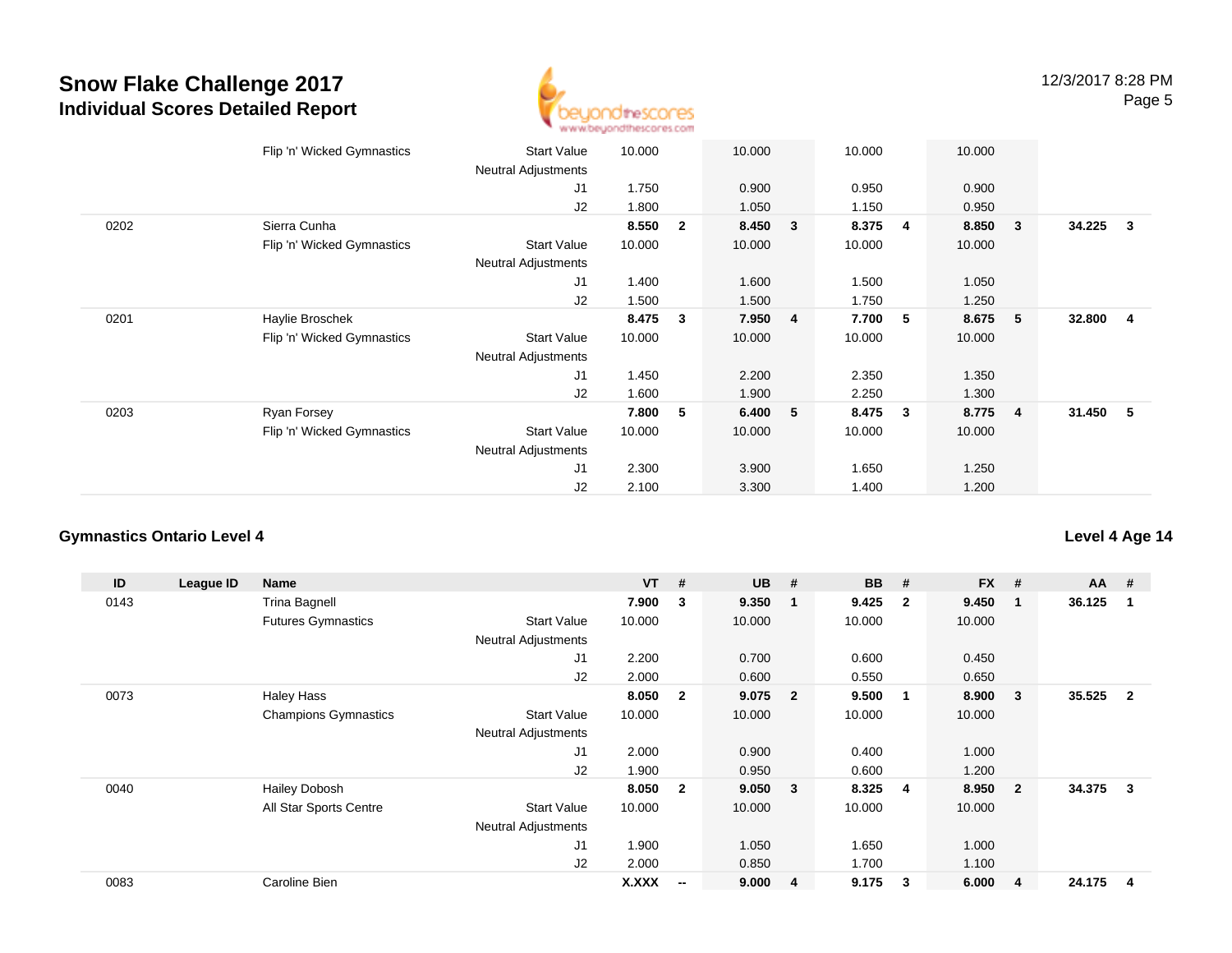| ID | League ID | Name | | VT | # | UB | # | BB | # | FX | # | AA | # |
|---|---|---|---|---|---|---|---|---|---|---|---|---|---|
| | | Flip 'n' Wicked Gymnastics | Start Value | 10.000 | | 10.000 | | 10.000 | | 10.000 | | | |
| | | | Neutral Adjustments | | | | | | | | | | |
| | | | J1 | 1.750 | | 0.900 | | 0.950 | | 0.900 | | | |
| | | | J2 | 1.800 | | 1.050 | | 1.150 | | 0.950 | | | |
| 0202 | | Sierra Cunha | | **8.550** | **2** | **8.450** | **3** | **8.375** | **4** | **8.850** | **3** | **34.225** | **3** |
| | | Flip 'n' Wicked Gymnastics | Start Value | 10.000 | | 10.000 | | 10.000 | | 10.000 | | | |
| | | | Neutral Adjustments | | | | | | | | | | |
| | | | J1 | 1.400 | | 1.600 | | 1.500 | | 1.050 | | | |
| | | | J2 | 1.500 | | 1.500 | | 1.750 | | 1.250 | | | |
| 0201 | | Haylie Broschek | | **8.475** | **3** | **7.950** | **4** | **7.700** | **5** | **8.675** | **5** | **32.800** | **4** |
| | | Flip 'n' Wicked Gymnastics | Start Value | 10.000 | | 10.000 | | 10.000 | | 10.000 | | | |
| | | | Neutral Adjustments | | | | | | | | | | |
| | | | J1 | 1.450 | | 2.200 | | 2.350 | | 1.350 | | | |
| | | | J2 | 1.600 | | 1.900 | | 2.250 | | 1.300 | | | |
| 0203 | | Ryan Forsey | | **7.800** | **5** | **6.400** | **5** | **8.475** | **3** | **8.775** | **4** | **31.450** | **5** |
| | | Flip 'n' Wicked Gymnastics | Start Value | 10.000 | | 10.000 | | 10.000 | | 10.000 | | | |
| | | | Neutral Adjustments | | | | | | | | | | |
| | | | J1 | 2.300 | | 3.900 | | 1.650 | | 1.250 | | | |
| | | | J2 | 2.100 | | 3.300 | | 1.400 | | 1.200 | | | |

## Gymnastics Ontario Level 4

**Level 4 Age 14**

| ID | League ID | Name | | VT | # | UB | # | BB | # | FX | # | AA | # |
|---|---|---|---|---|---|---|---|---|---|---|---|---|---|
| 0143 | | Trina Bagnell | | **7.900** | **3** | **9.350** | **1** | **9.425** | **2** | **9.450** | **1** | **36.125** | **1** |
| | | Futures Gymnastics | Start Value | 10.000 | | 10.000 | | 10.000 | | 10.000 | | | |
| | | | Neutral Adjustments | | | | | | | | | | |
| | | | J1 | 2.200 | | 0.700 | | 0.600 | | 0.450 | | | |
| | | | J2 | 2.000 | | 0.600 | | 0.550 | | 0.650 | | | |
| 0073 | | Haley Hass | | **8.050** | **2** | **9.075** | **2** | **9.500** | **1** | **8.900** | **3** | **35.525** | **2** |
| | | Champions Gymnastics | Start Value | 10.000 | | 10.000 | | 10.000 | | 10.000 | | | |
| | | | Neutral Adjustments | | | | | | | | | | |
| | | | J1 | 2.000 | | 0.900 | | 0.400 | | 1.000 | | | |
| | | | J2 | 1.900 | | 0.950 | | 0.600 | | 1.200 | | | |
| 0040 | | Hailey Dobosh | | **8.050** | **2** | **9.050** | **3** | **8.325** | **4** | **8.950** | **2** | **34.375** | **3** |
| | | All Star Sports Centre | Start Value | 10.000 | | 10.000 | | 10.000 | | 10.000 | | | |
| | | | Neutral Adjustments | | | | | | | | | | |
| | | | J1 | 1.900 | | 1.050 | | 1.650 | | 1.000 | | | |
| | | | J2 | 2.000 | | 0.850 | | 1.700 | | 1.100 | | | |
| 0083 | | Caroline Bien | | **X.XXX** | **--** | **9.000** | **4** | **9.175** | **3** | **6.000** | **4** | **24.175** | **4** |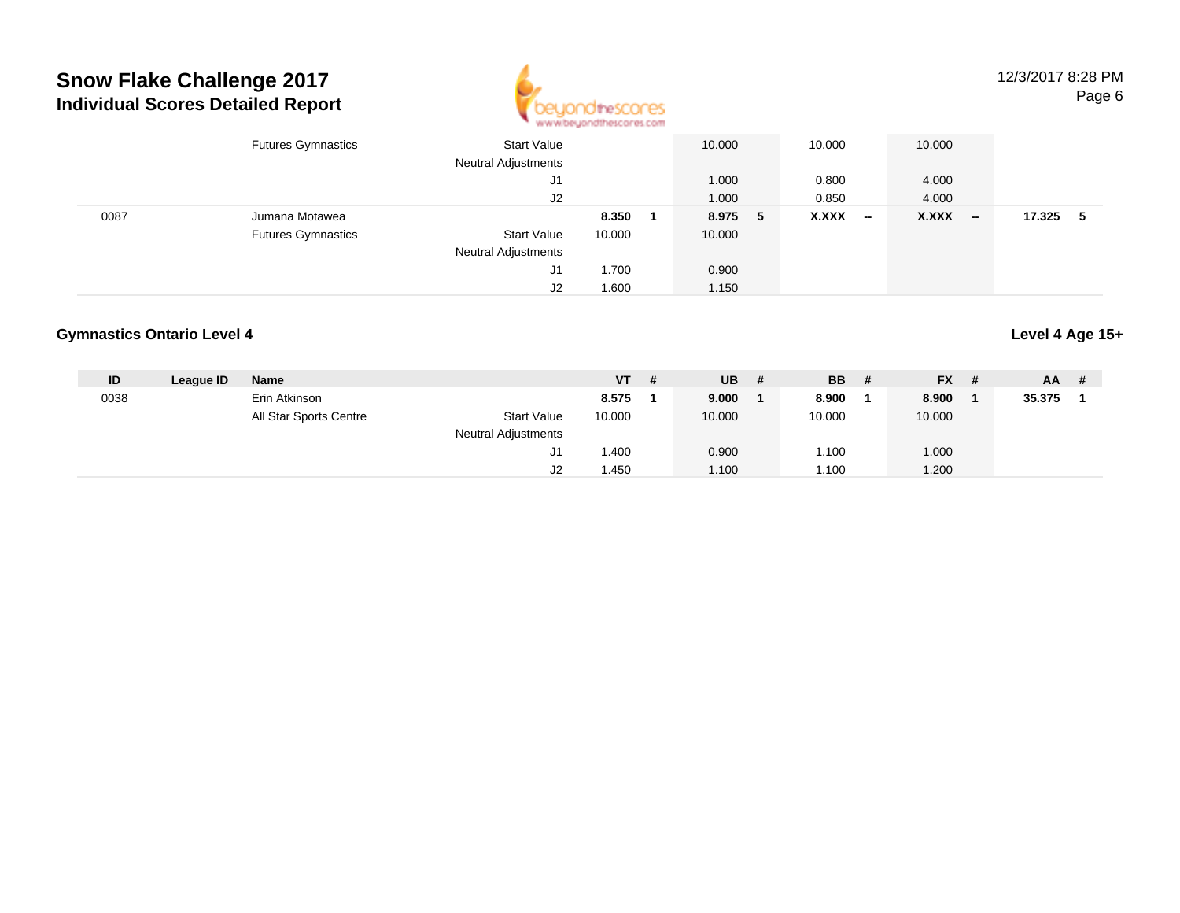| | | | | | | | | | | | | | | |
|---|---|---|---|---|---|---|---|---|---|---|---|---|---|---|
| | | Futures Gymnastics | Start Value | | | 10.000 | | 10.000 | | 10.000 | | | | |
| | | | Neutral Adjustments | | | | | | | | | | | |
| | | | J1 | | | 1.000 | | 0.800 | | 4.000 | | | | |
| | | | J2 | | | 1.000 | | 0.850 | | 4.000 | | | | |
| 0087 | | Jumana Motawea | | **8.350** | **1** | **8.975** | **5** | **X.XXX** | **--** | **X.XXX** | **--** | **17.325** | **5** | |
| | | Futures Gymnastics | Start Value | 10.000 | | 10.000 | | | | | | | | |
| | | | Neutral Adjustments | | | | | | | | | | | |
| | | | J1 | 1.700 | | 0.900 | | | | | | | | |
| | | | J2 | 1.600 | | 1.150 | | | | | | | | |

## Gymnastics Ontario Level 4

**Level 4 Age 15+**

| ID | League ID | Name | | VT | # | UB | # | BB | # | FX | # | AA | # |
|---|---|---|---|---|---|---|---|---|---|---|---|---|---|
| 0038 | | Erin Atkinson | | **8.575** | **1** | **9.000** | **1** | **8.900** | **1** | **8.900** | **1** | **35.375** | **1** |
| | | All Star Sports Centre | Start Value | 10.000 | | 10.000 | | 10.000 | | 10.000 | | | |
| | | | Neutral Adjustments | | | | | | | | | | |
| | | | J1 | 1.400 | | 0.900 | | 1.100 | | 1.000 | | | |
| | | | J2 | 1.450 | | 1.100 | | 1.100 | | 1.200 | | | |